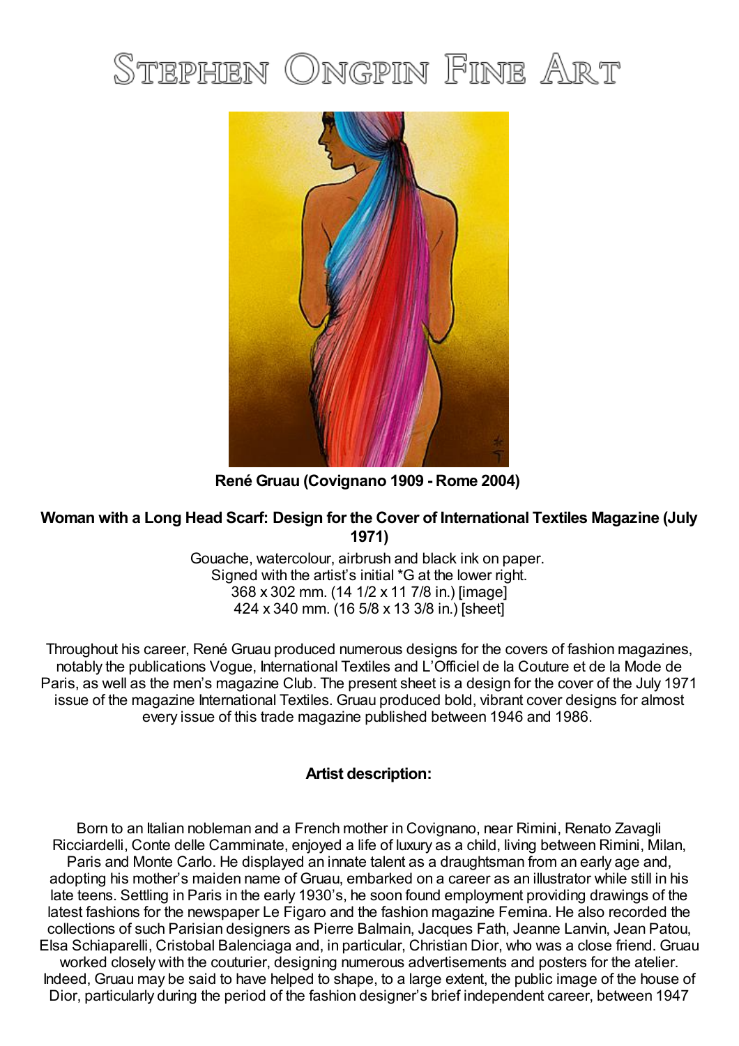# Stephen Ongpin Fine Art

**René Gruau (Covignano 1909 - Rome 2004)**

**Woman with a Long Head Scarf: Design for the Cover of International Textiles Magazine (July 1971)**

Gouache, watercolour, airbrush and black ink on paper.
Signed with the artist's initial *G at the lower right.
368 x 302 mm. (14 1/2 x 11 7/8 in.) [image]
424 x 340 mm. (16 5/8 x 13 3/8 in.) [sheet]

Throughout his career, René Gruau produced numerous designs for the covers of fashion magazines, notably the publications Vogue, International Textiles and L'Officiel de la Couture et de la Mode de Paris, as well as the men's magazine Club. The present sheet is a design for the cover of the July 1971 issue of the magazine International Textiles. Gruau produced bold, vibrant cover designs for almost every issue of this trade magazine published between 1946 and 1986.

**Artist description:**

Born to an Italian nobleman and a French mother in Covignano, near Rimini, Renato Zavagli Ricciardelli, Conte delle Camminate, enjoyed a life of luxury as a child, living between Rimini, Milan, Paris and Monte Carlo. He displayed an innate talent as a draughtsman from an early age and, adopting his mother's maiden name of Gruau, embarked on a career as an illustrator while still in his late teens. Settling in Paris in the early 1930's, he soon found employment providing drawings of the latest fashions for the newspaper Le Figaro and the fashion magazine Femina. He also recorded the collections of such Parisian designers as Pierre Balmain, Jacques Fath, Jeanne Lanvin, Jean Patou, Elsa Schiaparelli, Cristobal Balenciaga and, in particular, Christian Dior, who was a close friend. Gruau worked closely with the couturier, designing numerous advertisements and posters for the atelier. Indeed, Gruau may be said to have helped to shape, to a large extent, the public image of the house of Dior, particularly during the period of the fashion designer's brief independent career, between 1947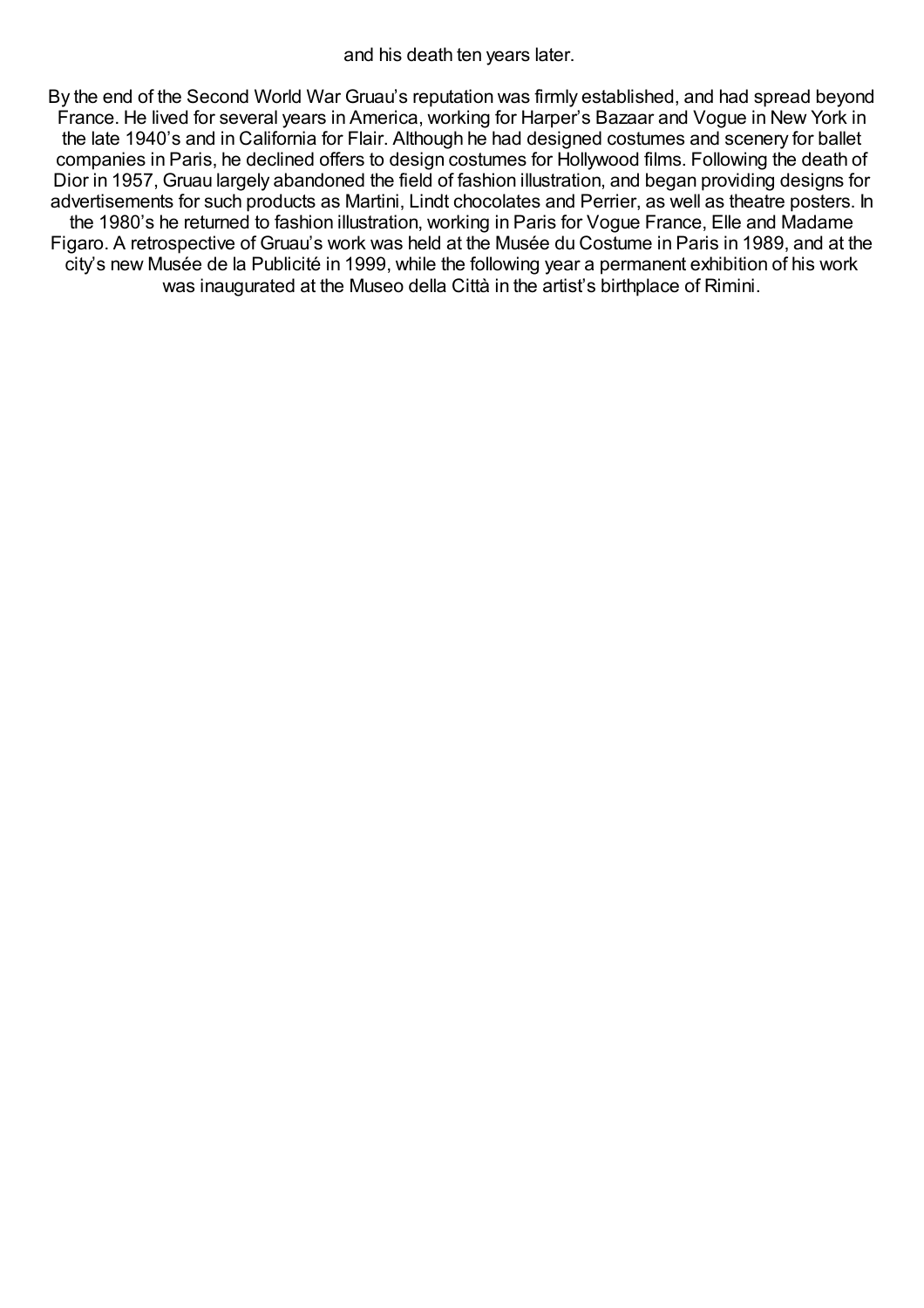and his death ten years later.

By the end of the Second World War Gruau's reputation was firmly established, and had spread beyond France. He lived for several years in America, working for Harper's Bazaar and Vogue in New York in the late 1940's and in California for Flair. Although he had designed costumes and scenery for ballet companies in Paris, he declined offers to design costumes for Hollywood films. Following the death of Dior in 1957, Gruau largely abandoned the field of fashion illustration, and began providing designs for advertisements for such products as Martini, Lindt chocolates and Perrier, as well as theatre posters. In the 1980's he returned to fashion illustration, working in Paris for Vogue France, Elle and Madame Figaro. A retrospective of Gruau's work was held at the Musée du Costume in Paris in 1989, and at the city's new Musée de la Publicité in 1999, while the following year a permanent exhibition of his work was inaugurated at the Museo della Città in the artist's birthplace of Rimini.